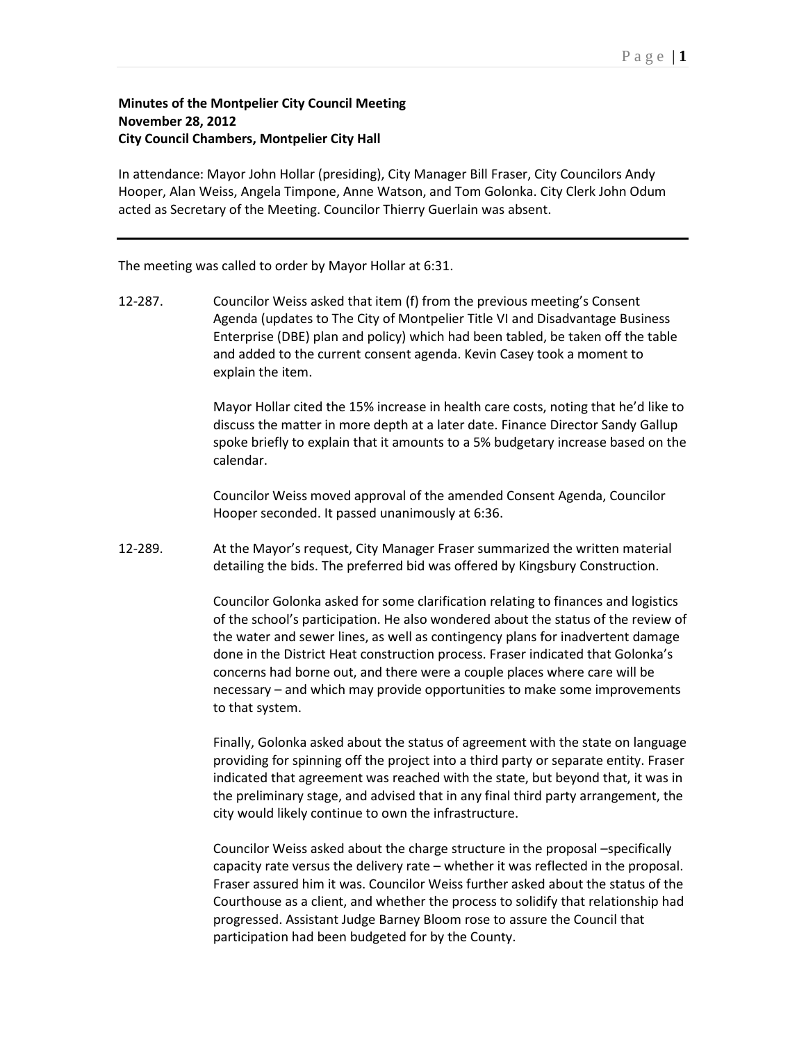**Minutes of the Montpelier City Council Meeting**
**November 28, 2012**
**City Council Chambers, Montpelier City Hall**

In attendance: Mayor John Hollar (presiding), City Manager Bill Fraser, City Councilors Andy Hooper, Alan Weiss, Angela Timpone, Anne Watson, and Tom Golonka. City Clerk John Odum acted as Secretary of the Meeting. Councilor Thierry Guerlain was absent.

---

The meeting was called to order by Mayor Hollar at 6:31.

12-287. Councilor Weiss asked that item (f) from the previous meeting's Consent Agenda (updates to The City of Montpelier Title VI and Disadvantage Business Enterprise (DBE) plan and policy) which had been tabled, be taken off the table and added to the current consent agenda. Kevin Casey took a moment to explain the item.

Mayor Hollar cited the 15% increase in health care costs, noting that he'd like to discuss the matter in more depth at a later date. Finance Director Sandy Gallup spoke briefly to explain that it amounts to a 5% budgetary increase based on the calendar.

Councilor Weiss moved approval of the amended Consent Agenda, Councilor Hooper seconded. It passed unanimously at 6:36.

12-289. At the Mayor's request, City Manager Fraser summarized the written material detailing the bids. The preferred bid was offered by Kingsbury Construction.

Councilor Golonka asked for some clarification relating to finances and logistics of the school's participation. He also wondered about the status of the review of the water and sewer lines, as well as contingency plans for inadvertent damage done in the District Heat construction process. Fraser indicated that Golonka's concerns had borne out, and there were a couple places where care will be necessary – and which may provide opportunities to make some improvements to that system.

Finally, Golonka asked about the status of agreement with the state on language providing for spinning off the project into a third party or separate entity. Fraser indicated that agreement was reached with the state, but beyond that, it was in the preliminary stage, and advised that in any final third party arrangement, the city would likely continue to own the infrastructure.

Councilor Weiss asked about the charge structure in the proposal –specifically capacity rate versus the delivery rate – whether it was reflected in the proposal. Fraser assured him it was. Councilor Weiss further asked about the status of the Courthouse as a client, and whether the process to solidify that relationship had progressed. Assistant Judge Barney Bloom rose to assure the Council that participation had been budgeted for by the County.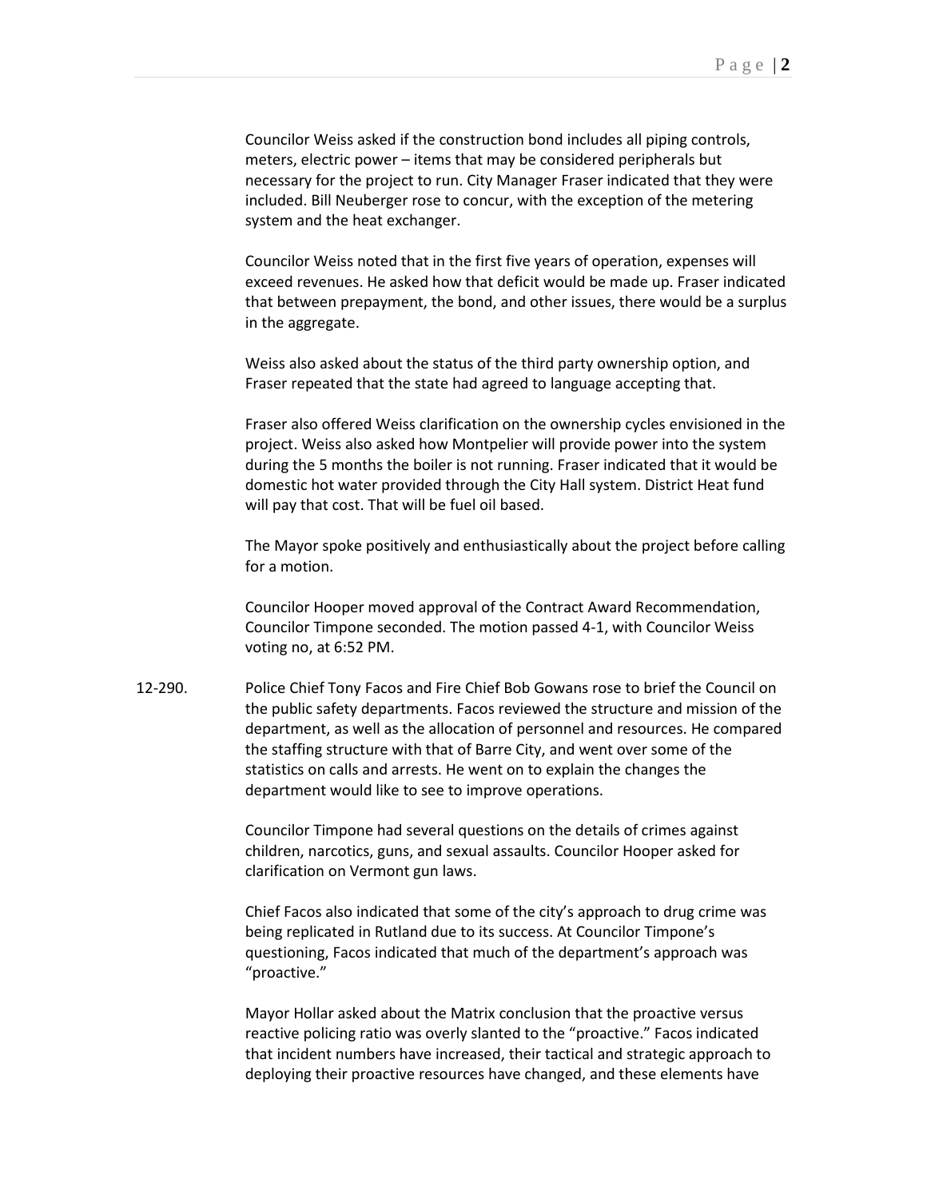Councilor Weiss asked if the construction bond includes all piping controls, meters, electric power – items that may be considered peripherals but necessary for the project to run. City Manager Fraser indicated that they were included. Bill Neuberger rose to concur, with the exception of the metering system and the heat exchanger.

Councilor Weiss noted that in the first five years of operation, expenses will exceed revenues. He asked how that deficit would be made up. Fraser indicated that between prepayment, the bond, and other issues, there would be a surplus in the aggregate.

Weiss also asked about the status of the third party ownership option, and Fraser repeated that the state had agreed to language accepting that.

Fraser also offered Weiss clarification on the ownership cycles envisioned in the project. Weiss also asked how Montpelier will provide power into the system during the 5 months the boiler is not running. Fraser indicated that it would be domestic hot water provided through the City Hall system. District Heat fund will pay that cost. That will be fuel oil based.

The Mayor spoke positively and enthusiastically about the project before calling for a motion.

Councilor Hooper moved approval of the Contract Award Recommendation, Councilor Timpone seconded. The motion passed 4-1, with Councilor Weiss voting no, at 6:52 PM.

12-290. Police Chief Tony Facos and Fire Chief Bob Gowans rose to brief the Council on the public safety departments. Facos reviewed the structure and mission of the department, as well as the allocation of personnel and resources. He compared the staffing structure with that of Barre City, and went over some of the statistics on calls and arrests. He went on to explain the changes the department would like to see to improve operations.

Councilor Timpone had several questions on the details of crimes against children, narcotics, guns, and sexual assaults. Councilor Hooper asked for clarification on Vermont gun laws.

Chief Facos also indicated that some of the city's approach to drug crime was being replicated in Rutland due to its success. At Councilor Timpone's questioning, Facos indicated that much of the department's approach was "proactive."

Mayor Hollar asked about the Matrix conclusion that the proactive versus reactive policing ratio was overly slanted to the "proactive." Facos indicated that incident numbers have increased, their tactical and strategic approach to deploying their proactive resources have changed, and these elements have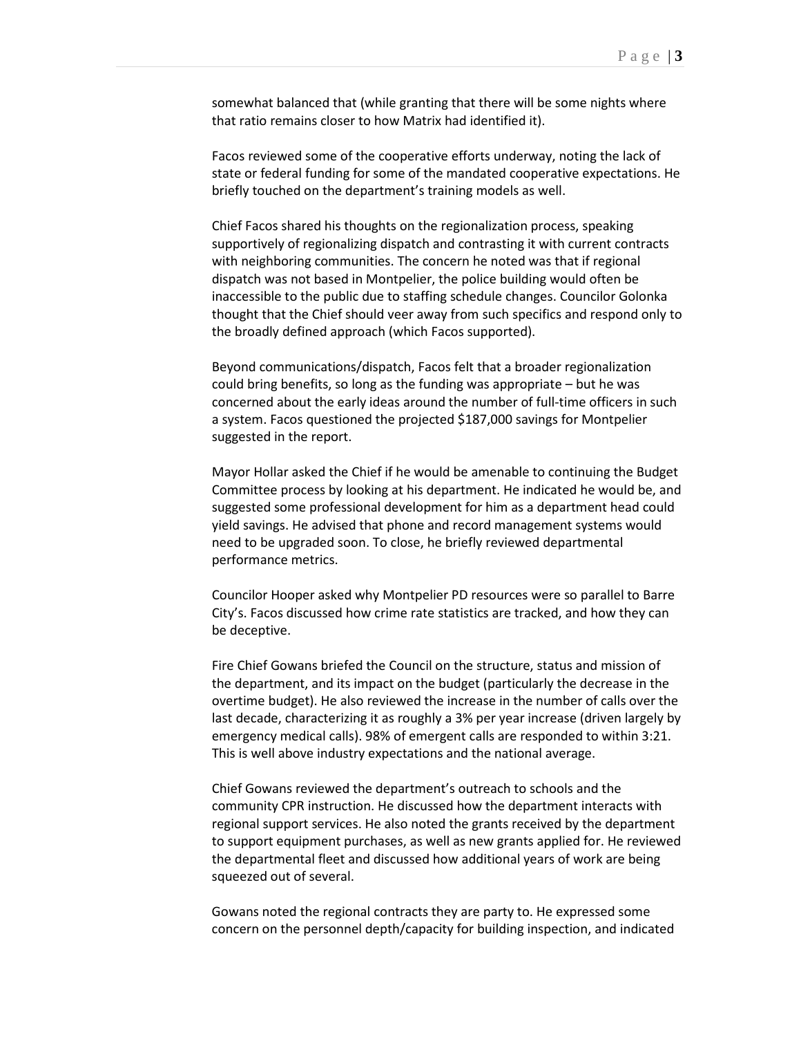somewhat balanced that (while granting that there will be some nights where that ratio remains closer to how Matrix had identified it).

Facos reviewed some of the cooperative efforts underway, noting the lack of state or federal funding for some of the mandated cooperative expectations. He briefly touched on the department's training models as well.

Chief Facos shared his thoughts on the regionalization process, speaking supportively of regionalizing dispatch and contrasting it with current contracts with neighboring communities. The concern he noted was that if regional dispatch was not based in Montpelier, the police building would often be inaccessible to the public due to staffing schedule changes. Councilor Golonka thought that the Chief should veer away from such specifics and respond only to the broadly defined approach (which Facos supported).

Beyond communications/dispatch, Facos felt that a broader regionalization could bring benefits, so long as the funding was appropriate – but he was concerned about the early ideas around the number of full-time officers in such a system. Facos questioned the projected $187,000 savings for Montpelier suggested in the report.

Mayor Hollar asked the Chief if he would be amenable to continuing the Budget Committee process by looking at his department. He indicated he would be, and suggested some professional development for him as a department head could yield savings. He advised that phone and record management systems would need to be upgraded soon. To close, he briefly reviewed departmental performance metrics.

Councilor Hooper asked why Montpelier PD resources were so parallel to Barre City's. Facos discussed how crime rate statistics are tracked, and how they can be deceptive.

Fire Chief Gowans briefed the Council on the structure, status and mission of the department, and its impact on the budget (particularly the decrease in the overtime budget). He also reviewed the increase in the number of calls over the last decade, characterizing it as roughly a 3% per year increase (driven largely by emergency medical calls). 98% of emergent calls are responded to within 3:21. This is well above industry expectations and the national average.

Chief Gowans reviewed the department's outreach to schools and the community CPR instruction. He discussed how the department interacts with regional support services. He also noted the grants received by the department to support equipment purchases, as well as new grants applied for. He reviewed the departmental fleet and discussed how additional years of work are being squeezed out of several.

Gowans noted the regional contracts they are party to. He expressed some concern on the personnel depth/capacity for building inspection, and indicated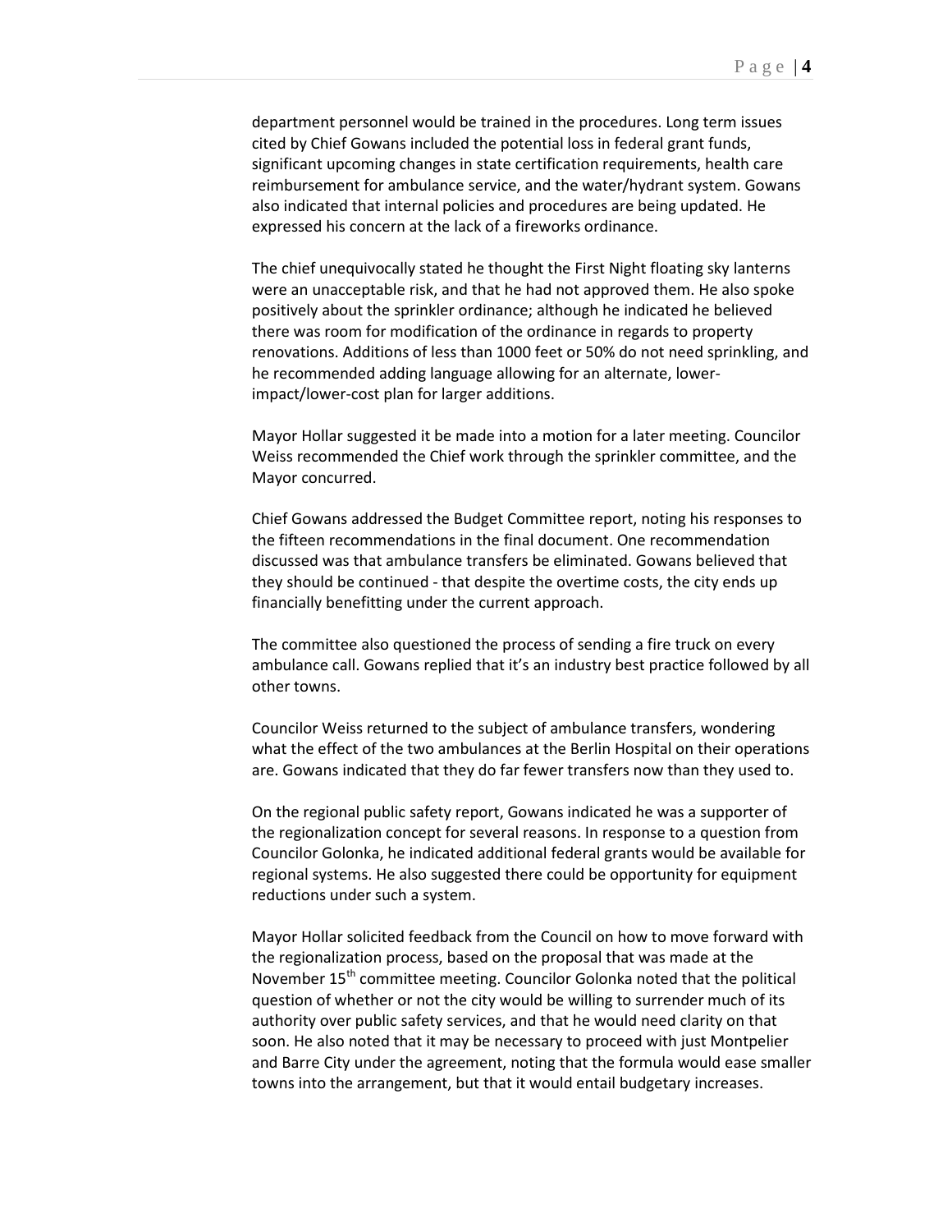department personnel would be trained in the procedures. Long term issues cited by Chief Gowans included the potential loss in federal grant funds, significant upcoming changes in state certification requirements, health care reimbursement for ambulance service, and the water/hydrant system. Gowans also indicated that internal policies and procedures are being updated. He expressed his concern at the lack of a fireworks ordinance.

The chief unequivocally stated he thought the First Night floating sky lanterns were an unacceptable risk, and that he had not approved them. He also spoke positively about the sprinkler ordinance; although he indicated he believed there was room for modification of the ordinance in regards to property renovations. Additions of less than 1000 feet or 50% do not need sprinkling, and he recommended adding language allowing for an alternate, lower-impact/lower-cost plan for larger additions.

Mayor Hollar suggested it be made into a motion for a later meeting. Councilor Weiss recommended the Chief work through the sprinkler committee, and the Mayor concurred.

Chief Gowans addressed the Budget Committee report, noting his responses to the fifteen recommendations in the final document. One recommendation discussed was that ambulance transfers be eliminated. Gowans believed that they should be continued - that despite the overtime costs, the city ends up financially benefitting under the current approach.

The committee also questioned the process of sending a fire truck on every ambulance call. Gowans replied that it's an industry best practice followed by all other towns.

Councilor Weiss returned to the subject of ambulance transfers, wondering what the effect of the two ambulances at the Berlin Hospital on their operations are. Gowans indicated that they do far fewer transfers now than they used to.

On the regional public safety report, Gowans indicated he was a supporter of the regionalization concept for several reasons. In response to a question from Councilor Golonka, he indicated additional federal grants would be available for regional systems. He also suggested there could be opportunity for equipment reductions under such a system.

Mayor Hollar solicited feedback from the Council on how to move forward with the regionalization process, based on the proposal that was made at the November 15th committee meeting. Councilor Golonka noted that the political question of whether or not the city would be willing to surrender much of its authority over public safety services, and that he would need clarity on that soon. He also noted that it may be necessary to proceed with just Montpelier and Barre City under the agreement, noting that the formula would ease smaller towns into the arrangement, but that it would entail budgetary increases.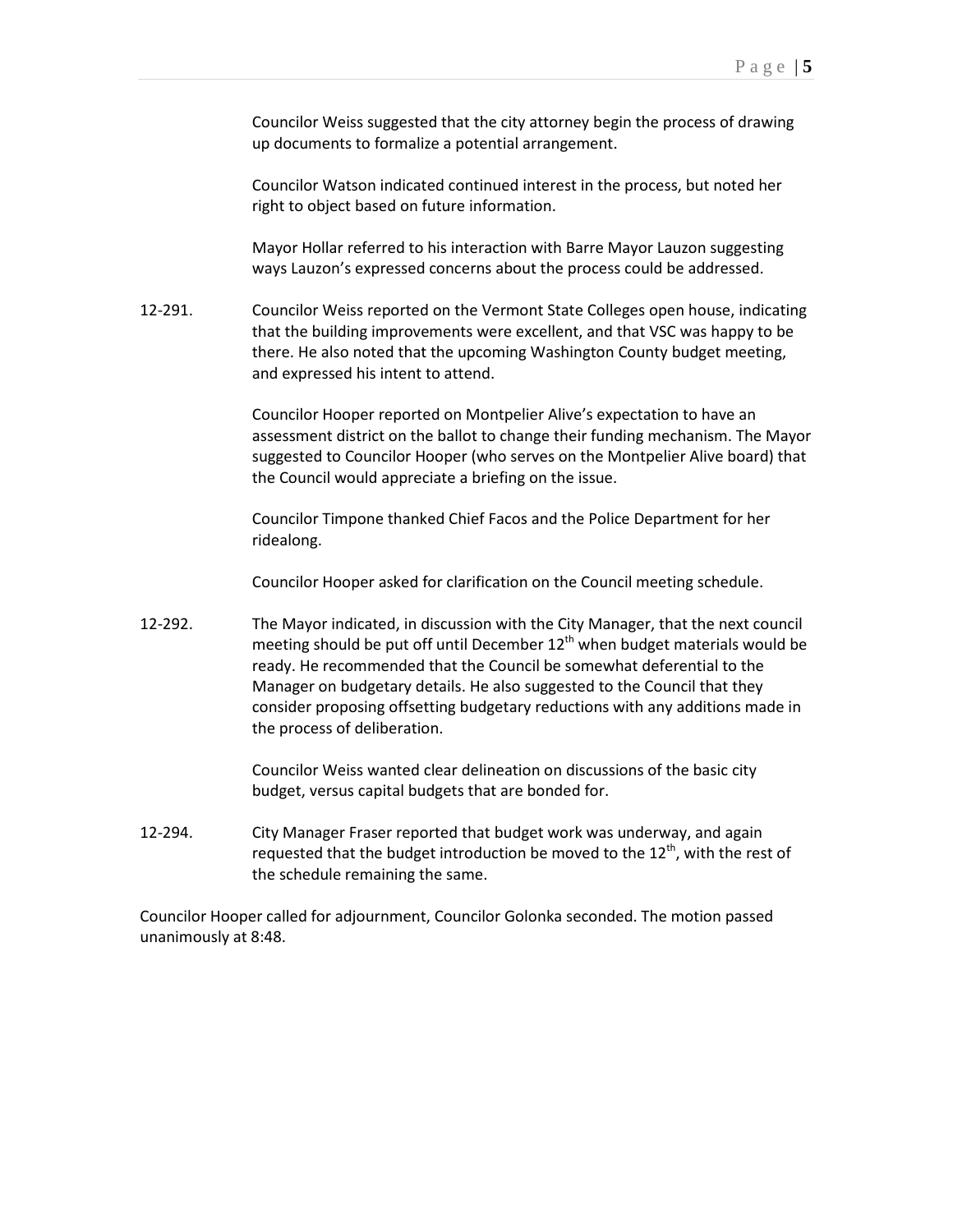Councilor Weiss suggested that the city attorney begin the process of drawing up documents to formalize a potential arrangement.

Councilor Watson indicated continued interest in the process, but noted her right to object based on future information.

Mayor Hollar referred to his interaction with Barre Mayor Lauzon suggesting ways Lauzon's expressed concerns about the process could be addressed.

12-291. Councilor Weiss reported on the Vermont State Colleges open house, indicating that the building improvements were excellent, and that VSC was happy to be there. He also noted that the upcoming Washington County budget meeting, and expressed his intent to attend.

Councilor Hooper reported on Montpelier Alive's expectation to have an assessment district on the ballot to change their funding mechanism. The Mayor suggested to Councilor Hooper (who serves on the Montpelier Alive board) that the Council would appreciate a briefing on the issue.

Councilor Timpone thanked Chief Facos and the Police Department for her ridealong.

Councilor Hooper asked for clarification on the Council meeting schedule.

12-292. The Mayor indicated, in discussion with the City Manager, that the next council meeting should be put off until December 12th when budget materials would be ready. He recommended that the Council be somewhat deferential to the Manager on budgetary details. He also suggested to the Council that they consider proposing offsetting budgetary reductions with any additions made in the process of deliberation.

Councilor Weiss wanted clear delineation on discussions of the basic city budget, versus capital budgets that are bonded for.

12-294. City Manager Fraser reported that budget work was underway, and again requested that the budget introduction be moved to the 12th, with the rest of the schedule remaining the same.

Councilor Hooper called for adjournment, Councilor Golonka seconded. The motion passed unanimously at 8:48.